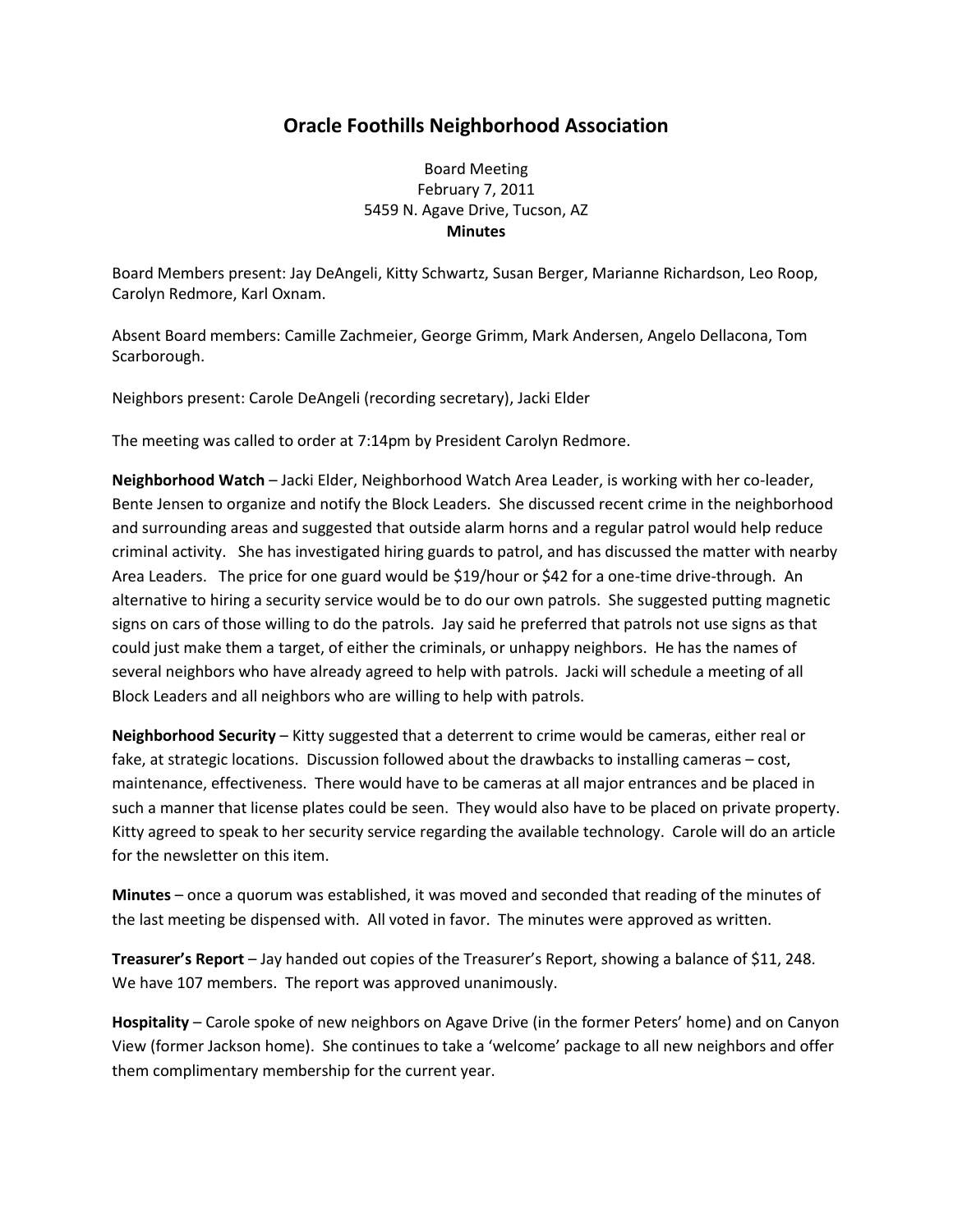# Oracle Foothills Neighborhood Association

Board Meeting
February 7, 2011
5459 N. Agave Drive, Tucson, AZ
**Minutes**

Board Members present: Jay DeAngeli, Kitty Schwartz, Susan Berger, Marianne Richardson, Leo Roop, Carolyn Redmore, Karl Oxnam.

Absent Board members: Camille Zachmeier, George Grimm, Mark Andersen, Angelo Dellacona, Tom Scarborough.

Neighbors present: Carole DeAngeli (recording secretary), Jacki Elder

The meeting was called to order at 7:14pm by President Carolyn Redmore.

**Neighborhood Watch** – Jacki Elder, Neighborhood Watch Area Leader, is working with her co-leader, Bente Jensen to organize and notify the Block Leaders. She discussed recent crime in the neighborhood and surrounding areas and suggested that outside alarm horns and a regular patrol would help reduce criminal activity. She has investigated hiring guards to patrol, and has discussed the matter with nearby Area Leaders. The price for one guard would be $19/hour or $42 for a one-time drive-through. An alternative to hiring a security service would be to do our own patrols. She suggested putting magnetic signs on cars of those willing to do the patrols. Jay said he preferred that patrols not use signs as that could just make them a target, of either the criminals, or unhappy neighbors. He has the names of several neighbors who have already agreed to help with patrols. Jacki will schedule a meeting of all Block Leaders and all neighbors who are willing to help with patrols.

**Neighborhood Security** – Kitty suggested that a deterrent to crime would be cameras, either real or fake, at strategic locations. Discussion followed about the drawbacks to installing cameras – cost, maintenance, effectiveness. There would have to be cameras at all major entrances and be placed in such a manner that license plates could be seen. They would also have to be placed on private property. Kitty agreed to speak to her security service regarding the available technology. Carole will do an article for the newsletter on this item.

**Minutes** – once a quorum was established, it was moved and seconded that reading of the minutes of the last meeting be dispensed with. All voted in favor. The minutes were approved as written.

**Treasurer's Report** – Jay handed out copies of the Treasurer's Report, showing a balance of $11, 248. We have 107 members. The report was approved unanimously.

**Hospitality** – Carole spoke of new neighbors on Agave Drive (in the former Peters' home) and on Canyon View (former Jackson home). She continues to take a 'welcome' package to all new neighbors and offer them complimentary membership for the current year.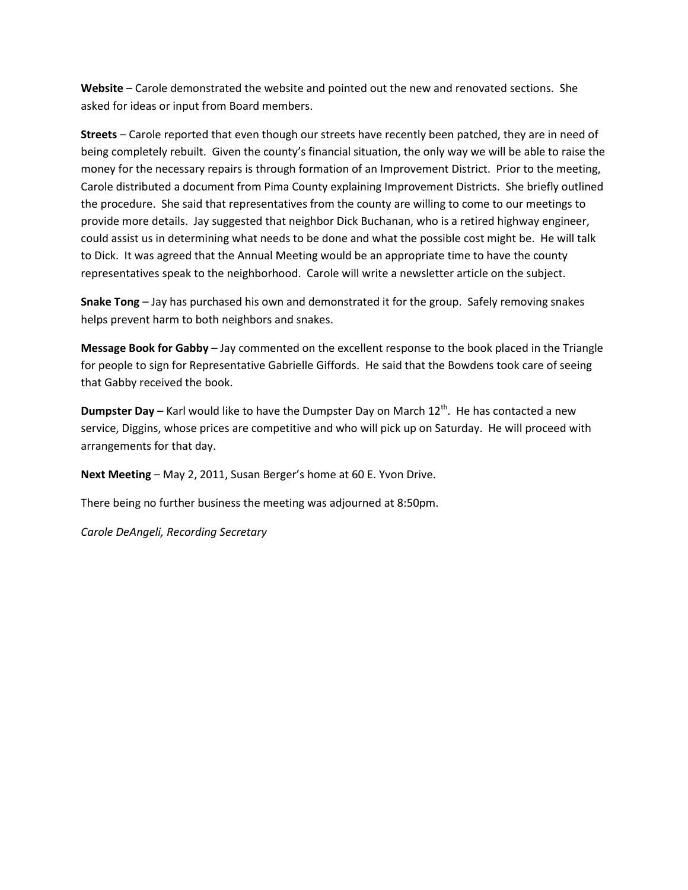**Website** – Carole demonstrated the website and pointed out the new and renovated sections. She asked for ideas or input from Board members.

**Streets** – Carole reported that even though our streets have recently been patched, they are in need of being completely rebuilt. Given the county's financial situation, the only way we will be able to raise the money for the necessary repairs is through formation of an Improvement District. Prior to the meeting, Carole distributed a document from Pima County explaining Improvement Districts. She briefly outlined the procedure. She said that representatives from the county are willing to come to our meetings to provide more details. Jay suggested that neighbor Dick Buchanan, who is a retired highway engineer, could assist us in determining what needs to be done and what the possible cost might be. He will talk to Dick. It was agreed that the Annual Meeting would be an appropriate time to have the county representatives speak to the neighborhood. Carole will write a newsletter article on the subject.

**Snake Tong** – Jay has purchased his own and demonstrated it for the group. Safely removing snakes helps prevent harm to both neighbors and snakes.

**Message Book for Gabby** – Jay commented on the excellent response to the book placed in the Triangle for people to sign for Representative Gabrielle Giffords. He said that the Bowdens took care of seeing that Gabby received the book.

**Dumpster Day** – Karl would like to have the Dumpster Day on March 12th. He has contacted a new service, Diggins, whose prices are competitive and who will pick up on Saturday. He will proceed with arrangements for that day.

**Next Meeting** – May 2, 2011, Susan Berger's home at 60 E. Yvon Drive.

There being no further business the meeting was adjourned at 8:50pm.

*Carole DeAngeli, Recording Secretary*